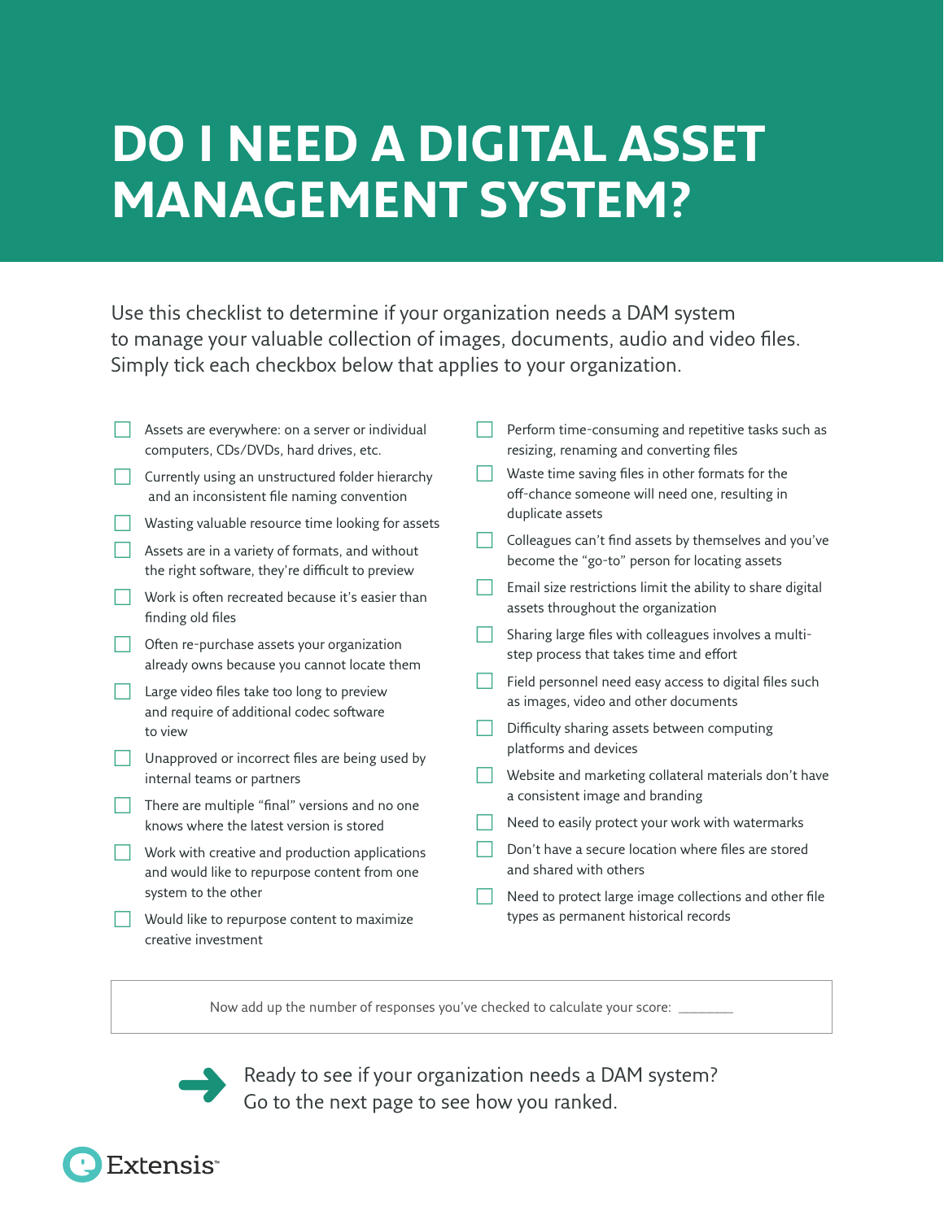# DO I NEED A DIGITAL ASSET MANAGEMENT SYSTEM?

Use this checklist to determine if your organization needs a DAM system to manage your valuable collection of images, documents, audio and video files. Simply tick each checkbox below that applies to your organization.

- [ ] Assets are everywhere: on a server or individual computers, CDs/DVDs, hard drives, etc.
- [ ] Currently using an unstructured folder hierarchy and an inconsistent file naming convention
- [ ] Wasting valuable resource time looking for assets
- [ ] Assets are in a variety of formats, and without the right software, they're difficult to preview
- [ ] Work is often recreated because it's easier than finding old files
- [ ] Often re-purchase assets your organization already owns because you cannot locate them
- [ ] Large video files take too long to preview and require of additional codec software to view
- [ ] Unapproved or incorrect files are being used by internal teams or partners
- [ ] There are multiple "final" versions and no one knows where the latest version is stored
- [ ] Work with creative and production applications and would like to repurpose content from one system to the other
- [ ] Would like to repurpose content to maximize creative investment
- [ ] Perform time-consuming and repetitive tasks such as resizing, renaming and converting files
- [ ] Waste time saving files in other formats for the off-chance someone will need one, resulting in duplicate assets
- [ ] Colleagues can't find assets by themselves and you've become the "go-to" person for locating assets
- [ ] Email size restrictions limit the ability to share digital assets throughout the organization
- [ ] Sharing large files with colleagues involves a multi-step process that takes time and effort
- [ ] Field personnel need easy access to digital files such as images, video and other documents
- [ ] Difficulty sharing assets between computing platforms and devices
- [ ] Website and marketing collateral materials don't have a consistent image and branding
- [ ] Need to easily protect your work with watermarks
- [ ] Don't have a secure location where files are stored and shared with others
- [ ] Need to protect large image collections and other file types as permanent historical records

Now add up the number of responses you've checked to calculate your score: ________

Ready to see if your organization needs a DAM system?
Go to the next page to see how you ranked.

Extensis™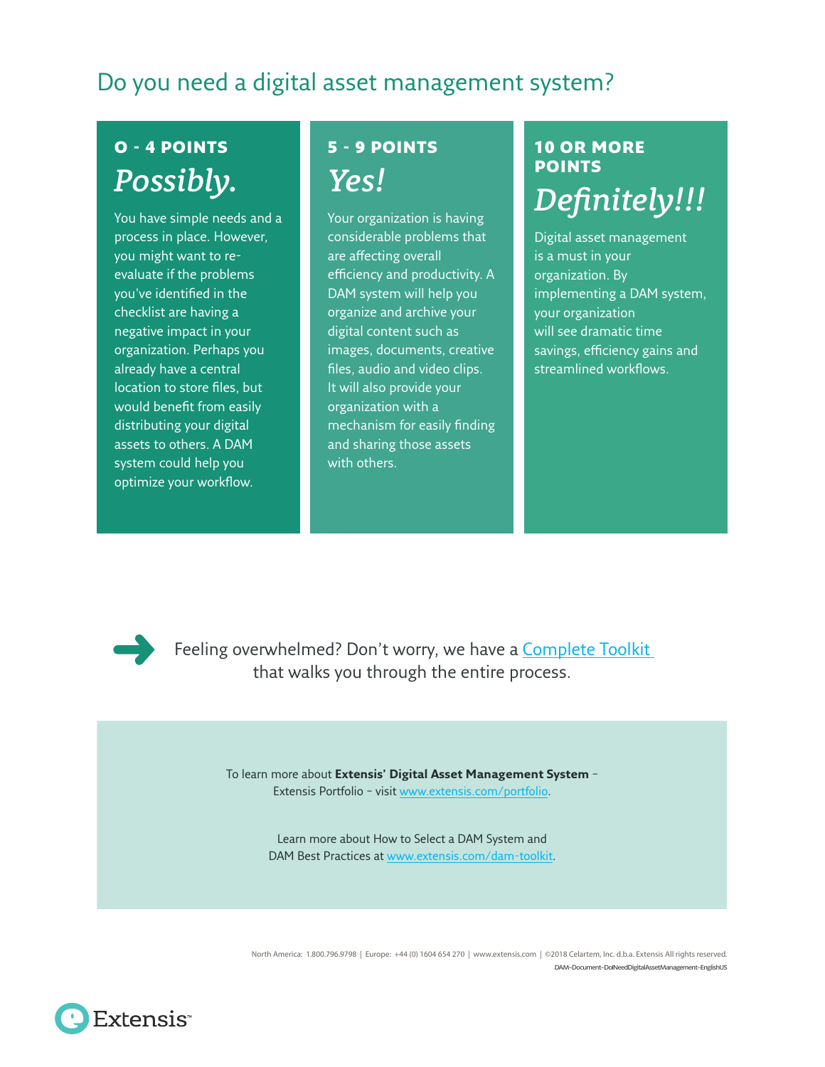# Do you need a digital asset management system?

## 0 - 4 POINTS

### *Possibly.*

You have simple needs and a process in place. However, you might want to re-evaluate if the problems you've identified in the checklist are having a negative impact in your organization. Perhaps you already have a central location to store files, but would benefit from easily distributing your digital assets to others. A DAM system could help you optimize your workflow.

## 5 - 9 POINTS

### *Yes!*

Your organization is having considerable problems that are affecting overall efficiency and productivity. A DAM system will help you organize and archive your digital content such as images, documents, creative files, audio and video clips. It will also provide your organization with a mechanism for easily finding and sharing those assets with others.

## 10 OR MORE POINTS

### *Definitely!!!*

Digital asset management is a must in your organization. By implementing a DAM system, your organization will see dramatic time savings, efficiency gains and streamlined workflows.

Feeling overwhelmed? Don't worry, we have a [Complete Toolkit](#) that walks you through the entire process.

To learn more about **Extensis' Digital Asset Management System** – Extensis Portfolio – visit [www.extensis.com/portfolio](http://www.extensis.com/portfolio).

Learn more about How to Select a DAM System and DAM Best Practices at [www.extensis.com/dam-toolkit](http://www.extensis.com/dam-toolkit).

North America: 1.800.796.9798 | Europe: +44 (0) 1604 654 270 | www.extensis.com | ©2018 Celartem, Inc. d.b.a. Extensis All rights reserved.
DAM-Document-DoINeedDigitalAssetManagement-EnglishUS

Extensis™